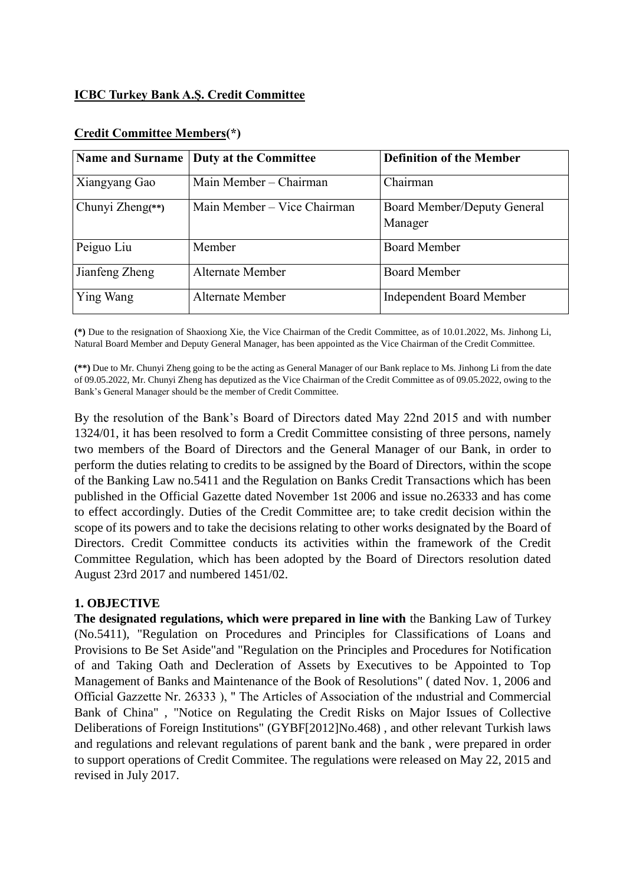**ICBC Turkey Bank A.Ş. Credit Committee**

**Credit Committee Members**(*)

| Name and Surname | Duty at the Committee | Definition of the Member |
|---|---|---|
| Xiangyang Gao | Main Member – Chairman | Chairman |
| Chunyi Zheng(**) | Main Member – Vice Chairman | Board Member/Deputy General Manager |
| Peiguo Liu | Member | Board Member |
| Jianfeng Zheng | Alternate Member | Board Member |
| Ying Wang | Alternate Member | Independent Board Member |

**(*)** Due to the resignation of Shaoxiong Xie, the Vice Chairman of the Credit Committee, as of 10.01.2022, Ms. Jinhong Li, Natural Board Member and Deputy General Manager, has been appointed as the Vice Chairman of the Credit Committee.

**(**)** Due to Mr. Chunyi Zheng going to be the acting as General Manager of our Bank replace to Ms. Jinhong Li from the date of 09.05.2022, Mr. Chunyi Zheng has deputized as the Vice Chairman of the Credit Committee as of 09.05.2022, owing to the Bank's General Manager should be the member of Credit Committee.

By the resolution of the Bank's Board of Directors dated May 22nd 2015 and with number 1324/01, it has been resolved to form a Credit Committee consisting of three persons, namely two members of the Board of Directors and the General Manager of our Bank, in order to perform the duties relating to credits to be assigned by the Board of Directors, within the scope of the Banking Law no.5411 and the Regulation on Banks Credit Transactions which has been published in the Official Gazette dated November 1st 2006 and issue no.26333 and has come to effect accordingly. Duties of the Credit Committee are; to take credit decision within the scope of its powers and to take the decisions relating to other works designated by the Board of Directors. Credit Committee conducts its activities within the framework of the Credit Committee Regulation, which has been adopted by the Board of Directors resolution dated August 23rd 2017 and numbered 1451/02.

**1. OBJECTIVE**

**The designated regulations, which were prepared in line with** the Banking Law of Turkey (No.5411), "Regulation on Procedures and Principles for Classifications of Loans and Provisions to Be Set Aside"and "Regulation on the Principles and Procedures for Notification of and Taking Oath and Decleration of Assets by Executives to be Appointed to Top Management of Banks and Maintenance of the Book of Resolutions" ( dated Nov. 1, 2006 and Official Gazzette Nr. 26333 ), " The Articles of Association of the ındustrial and Commercial Bank of China" , "Notice on Regulating the Credit Risks on Major Issues of Collective Deliberations of Foreign Institutions" (GYBF[2012]No.468) , and other relevant Turkish laws and regulations and relevant regulations of parent bank and the bank , were prepared in order to support operations of Credit Commitee. The regulations were released on May 22, 2015 and revised in July 2017.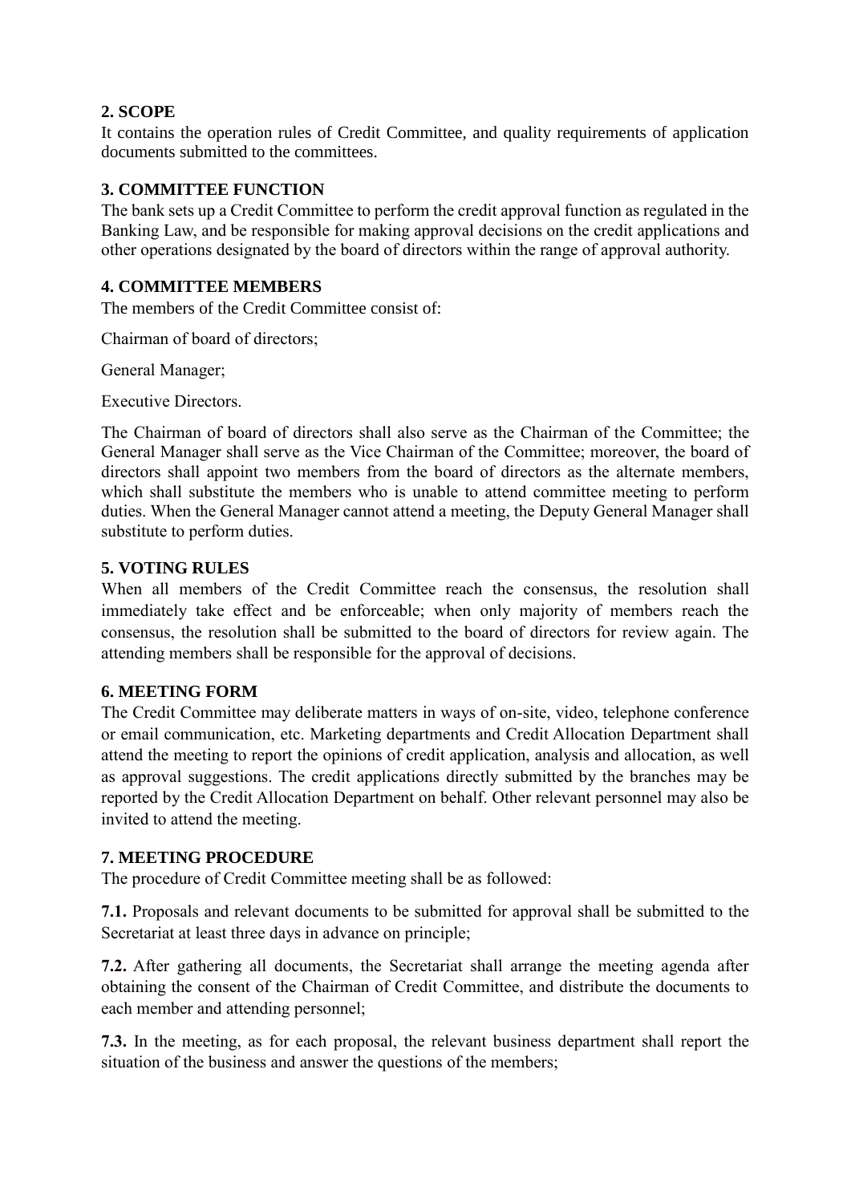## 2. SCOPE

It contains the operation rules of Credit Committee, and quality requirements of application documents submitted to the committees.

## 3. COMMITTEE FUNCTION

The bank sets up a Credit Committee to perform the credit approval function as regulated in the Banking Law, and be responsible for making approval decisions on the credit applications and other operations designated by the board of directors within the range of approval authority.

## 4. COMMITTEE MEMBERS

The members of the Credit Committee consist of:

Chairman of board of directors;

General Manager;

Executive Directors.

The Chairman of board of directors shall also serve as the Chairman of the Committee; the General Manager shall serve as the Vice Chairman of the Committee; moreover, the board of directors shall appoint two members from the board of directors as the alternate members, which shall substitute the members who is unable to attend committee meeting to perform duties. When the General Manager cannot attend a meeting, the Deputy General Manager shall substitute to perform duties.

## 5. VOTING RULES

When all members of the Credit Committee reach the consensus, the resolution shall immediately take effect and be enforceable; when only majority of members reach the consensus, the resolution shall be submitted to the board of directors for review again. The attending members shall be responsible for the approval of decisions.

## 6. MEETING FORM

The Credit Committee may deliberate matters in ways of on-site, video, telephone conference or email communication, etc. Marketing departments and Credit Allocation Department shall attend the meeting to report the opinions of credit application, analysis and allocation, as well as approval suggestions. The credit applications directly submitted by the branches may be reported by the Credit Allocation Department on behalf. Other relevant personnel may also be invited to attend the meeting.

## 7. MEETING PROCEDURE

The procedure of Credit Committee meeting shall be as followed:

**7.1.** Proposals and relevant documents to be submitted for approval shall be submitted to the Secretariat at least three days in advance on principle;

**7.2.** After gathering all documents, the Secretariat shall arrange the meeting agenda after obtaining the consent of the Chairman of Credit Committee, and distribute the documents to each member and attending personnel;

**7.3.** In the meeting, as for each proposal, the relevant business department shall report the situation of the business and answer the questions of the members;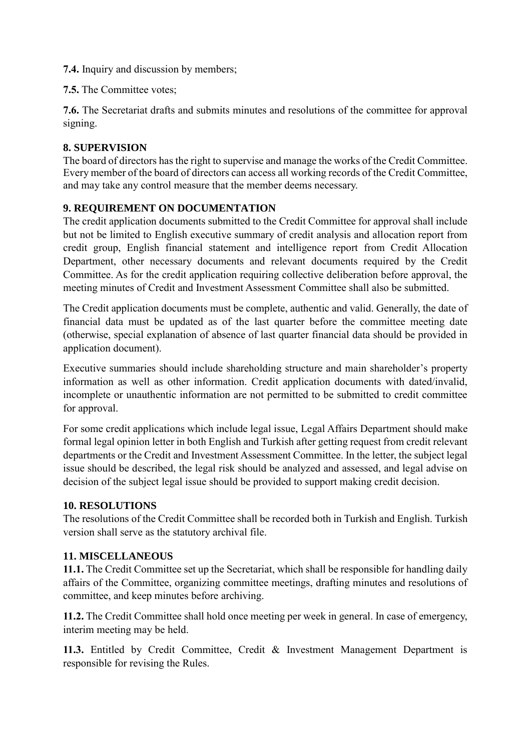**7.4.** Inquiry and discussion by members;

**7.5.** The Committee votes;

**7.6.** The Secretariat drafts and submits minutes and resolutions of the committee for approval signing.

## 8. SUPERVISION

The board of directors has the right to supervise and manage the works of the Credit Committee. Every member of the board of directors can access all working records of the Credit Committee, and may take any control measure that the member deems necessary.

## 9. REQUIREMENT ON DOCUMENTATION

The credit application documents submitted to the Credit Committee for approval shall include but not be limited to English executive summary of credit analysis and allocation report from credit group, English financial statement and intelligence report from Credit Allocation Department, other necessary documents and relevant documents required by the Credit Committee. As for the credit application requiring collective deliberation before approval, the meeting minutes of Credit and Investment Assessment Committee shall also be submitted.

The Credit application documents must be complete, authentic and valid. Generally, the date of financial data must be updated as of the last quarter before the committee meeting date (otherwise, special explanation of absence of last quarter financial data should be provided in application document).

Executive summaries should include shareholding structure and main shareholder's property information as well as other information. Credit application documents with dated/invalid, incomplete or unauthentic information are not permitted to be submitted to credit committee for approval.

For some credit applications which include legal issue, Legal Affairs Department should make formal legal opinion letter in both English and Turkish after getting request from credit relevant departments or the Credit and Investment Assessment Committee. In the letter, the subject legal issue should be described, the legal risk should be analyzed and assessed, and legal advise on decision of the subject legal issue should be provided to support making credit decision.

## 10. RESOLUTIONS

The resolutions of the Credit Committee shall be recorded both in Turkish and English. Turkish version shall serve as the statutory archival file.

## 11. MISCELLANEOUS

**11.1.** The Credit Committee set up the Secretariat, which shall be responsible for handling daily affairs of the Committee, organizing committee meetings, drafting minutes and resolutions of committee, and keep minutes before archiving.

**11.2.** The Credit Committee shall hold once meeting per week in general. In case of emergency, interim meeting may be held.

**11.3.** Entitled by Credit Committee, Credit & Investment Management Department is responsible for revising the Rules.